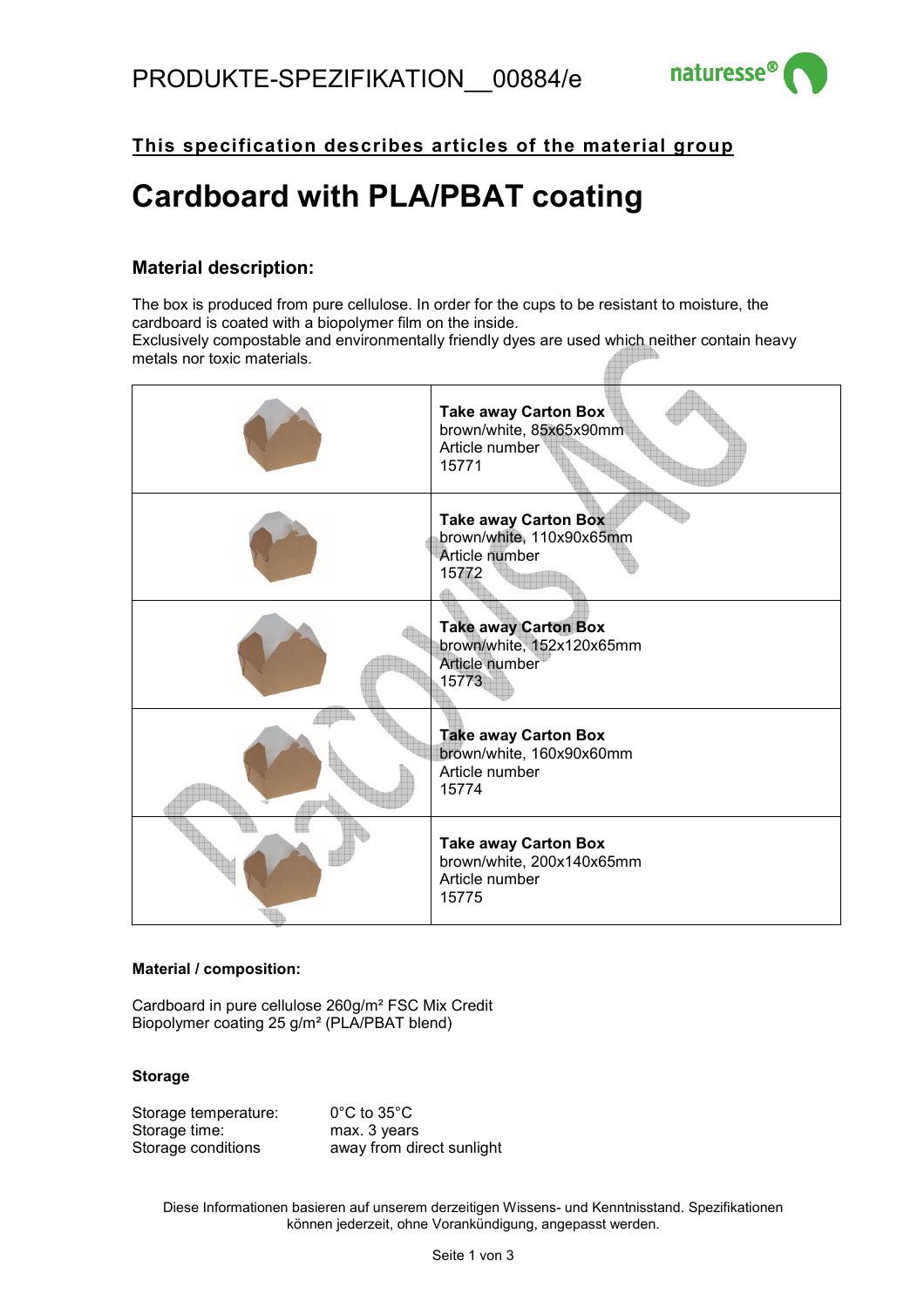# PRODUKTE-SPEZIFIKATION__00884/e

**This specification describes articles of the material group**

# Cardboard with PLA/PBAT coating

## Material description:

The box is produced from pure cellulose. In order for the cups to be resistant to moisture, the cardboard is coated with a biopolymer film on the inside.
Exclusively compostable and environmentally friendly dyes are used which neither contain heavy metals nor toxic materials.

| | |
|---|---|
| | **Take away Carton Box** brown/white, 85x65x90mm Article number 15771 |
| | **Take away Carton Box** brown/white, 110x90x65mm Article number 15772 |
| | **Take away Carton Box** brown/white, 152x120x65mm Article number 15773 |
| | **Take away Carton Box** brown/white, 160x90x60mm Article number 15774 |
| | **Take away Carton Box** brown/white, 200x140x65mm Article number 15775 |

**Material / composition:**

Cardboard in pure cellulose 260g/m² FSC Mix Credit
Biopolymer coating 25 g/m² (PLA/PBAT blend)

**Storage**

| | |
|---|---|
| Storage temperature: | 0°C to 35°C |
| Storage time: | max. 3 years |
| Storage conditions | away from direct sunlight |

Diese Informationen basieren auf unserem derzeitigen Wissens- und Kenntnisstand. Spezifikationen können jederzeit, ohne Vorankündigung, angepasst werden.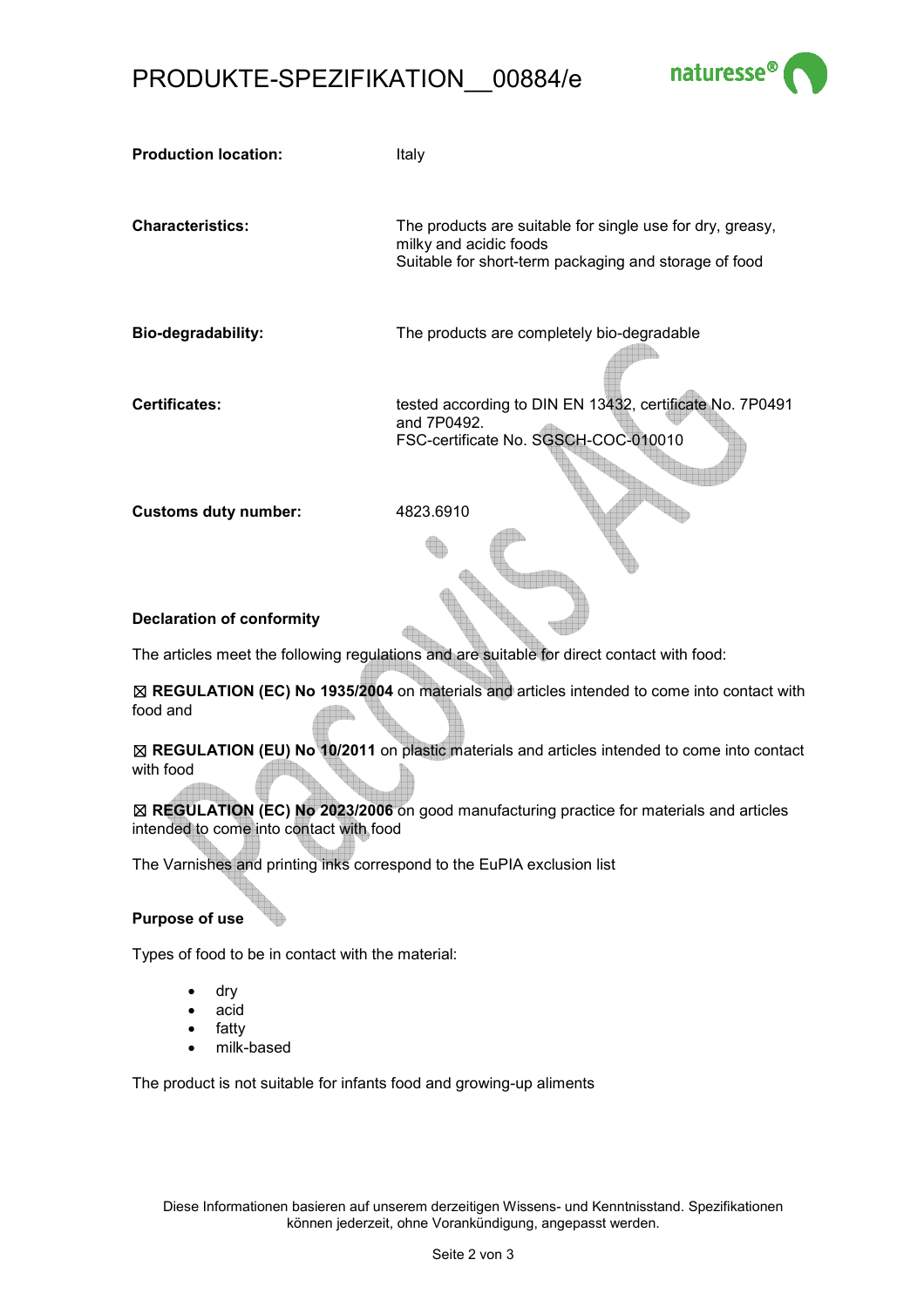| | |
|---|---|
| **Production location:** | Italy |
| **Characteristics:** | The products are suitable for single use for dry, greasy, milky and acidic foods<br>Suitable for short-term packaging and storage of food |
| **Bio-degradability:** | The products are completely bio-degradable |
| **Certificates:** | tested according to DIN EN 13432, certificate No. 7P0491 and 7P0492.<br>FSC-certificate No. SGSCH-COC-010010 |
| **Customs duty number:** | 4823.6910 |

**Declaration of conformity**

The articles meet the following regulations and are suitable for direct contact with food:

☒ **REGULATION (EC) No 1935/2004** on materials and articles intended to come into contact with food and

☒ **REGULATION (EU) No 10/2011** on plastic materials and articles intended to come into contact with food

☒ **REGULATION (EC) No 2023/2006** on good manufacturing practice for materials and articles intended to come into contact with food

The Varnishes and printing inks correspond to the EuPIA exclusion list

**Purpose of use**

Types of food to be in contact with the material:

- dry
- acid
- fatty
- milk-based

The product is not suitable for infants food and growing-up aliments

Diese Informationen basieren auf unserem derzeitigen Wissens- und Kenntnisstand. Spezifikationen können jederzeit, ohne Vorankündigung, angepasst werden.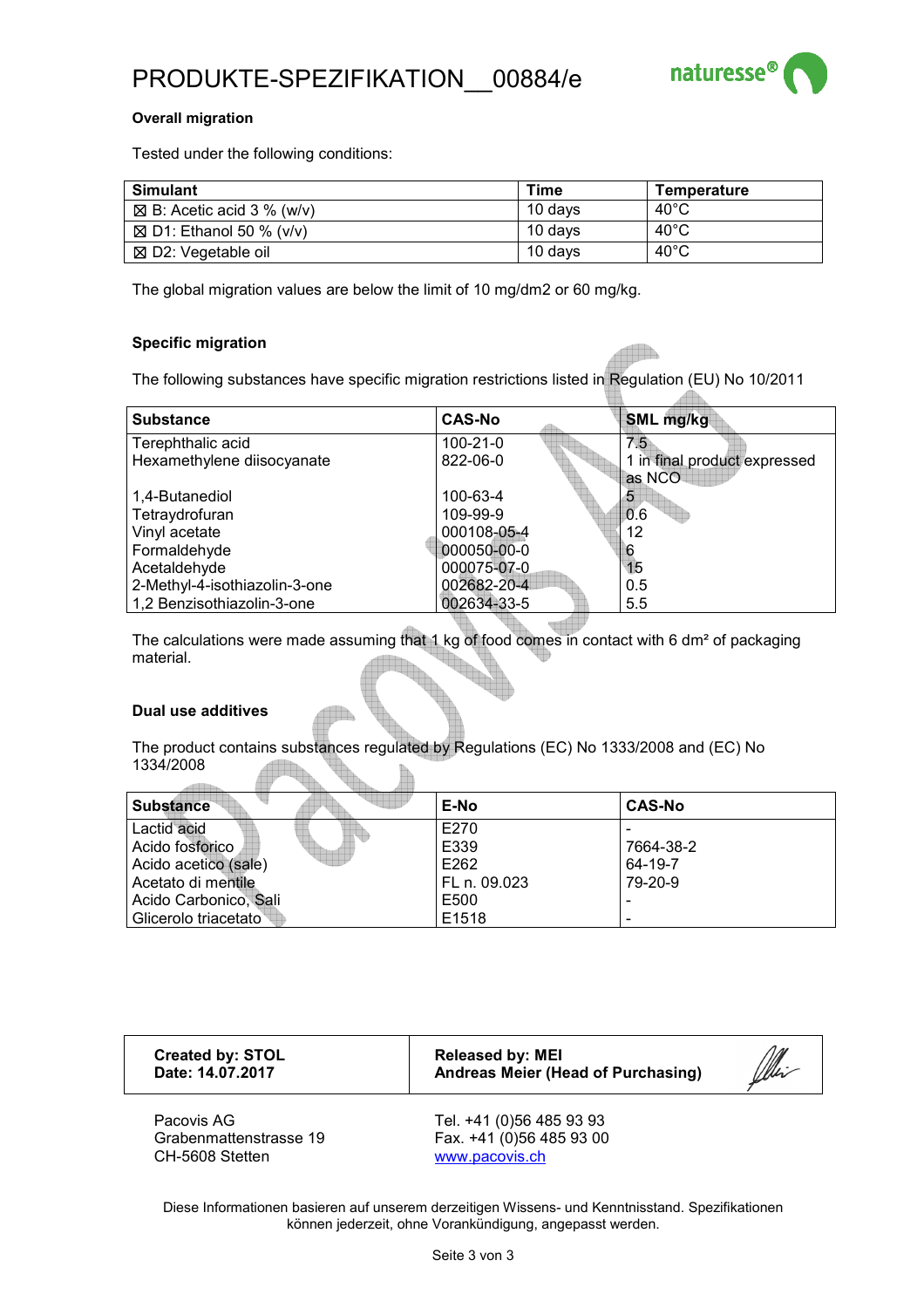**Overall migration**

Tested under the following conditions:

| Simulant | Time | Temperature |
|---|---|---|
| ☒ B: Acetic acid 3 % (w/v) | 10 days | 40°C |
| ☒ D1: Ethanol 50 % (v/v) | 10 days | 40°C |
| ☒ D2: Vegetable oil | 10 days | 40°C |

The global migration values are below the limit of 10 mg/dm2 or 60 mg/kg.

**Specific migration**

The following substances have specific migration restrictions listed in Regulation (EU) No 10/2011

| Substance | CAS-No | SML mg/kg |
|---|---|---|
| Terephthalic acid | 100-21-0 | 7.5 |
| Hexamethylene diisocyanate | 822-06-0 | 1 in final product expressed as NCO |
| 1,4-Butanediol | 100-63-4 | 5 |
| Tetraydrofuran | 109-99-9 | 0.6 |
| Vinyl acetate | 000108-05-4 | 12 |
| Formaldehyde | 000050-00-0 | 6 |
| Acetaldehyde | 000075-07-0 | 15 |
| 2-Methyl-4-isothiazolin-3-one | 002682-20-4 | 0.5 |
| 1,2 Benzisothiazolin-3-one | 002634-33-5 | 5.5 |

The calculations were made assuming that 1 kg of food comes in contact with 6 dm² of packaging material.

**Dual use additives**

The product contains substances regulated by Regulations (EC) No 1333/2008 and (EC) No 1334/2008

| Substance | E-No | CAS-No |
|---|---|---|
| Lactid acid | E270 | - |
| Acido fosforico | E339 | 7664-38-2 |
| Acido acetico (sale) | E262 | 64-19-7 |
| Acetato di mentile | FL n. 09.023 | 79-20-9 |
| Acido Carbonico, Sali | E500 | - |
| Glicerolo triacetato | E1518 | - |

| | |
|---|---|
| **Created by: STOL**<br>**Date: 14.07.2017** | **Released by: MEI**<br>**Andreas Meier (Head of Purchasing)** |

Pacovis AG
Grabenmattenstrasse 19
CH-5608 Stetten

Tel. +41 (0)56 485 93 93
Fax. +41 (0)56 485 93 00
www.pacovis.ch

Diese Informationen basieren auf unserem derzeitigen Wissens- und Kenntnisstand. Spezifikationen können jederzeit, ohne Vorankündigung, angepasst werden.